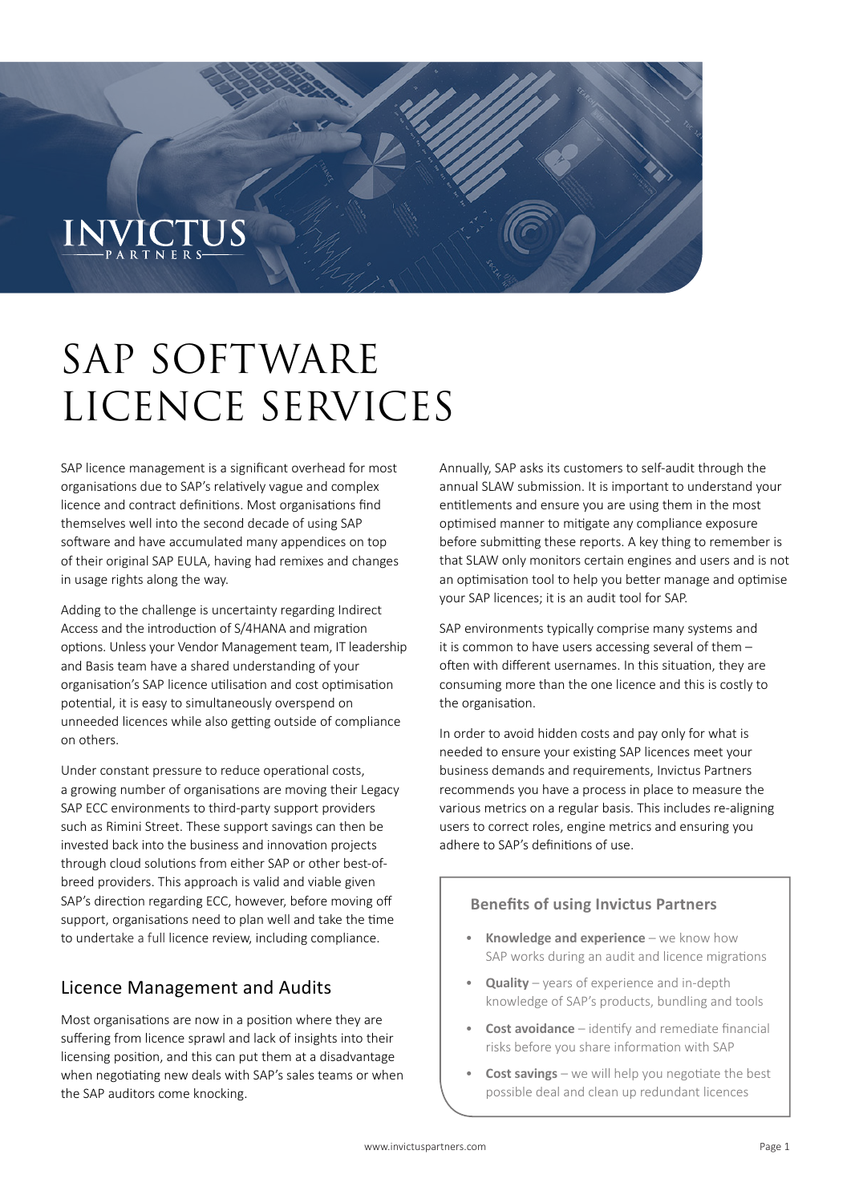# SAP SOFTWARE LICENCE SERVICES

SAP licence management is a significant overhead for most organisations due to SAP's relatively vague and complex licence and contract definitions. Most organisations find themselves well into the second decade of using SAP software and have accumulated many appendices on top of their original SAP EULA, having had remixes and changes in usage rights along the way.

Adding to the challenge is uncertainty regarding Indirect Access and the introduction of S/4HANA and migration options. Unless your Vendor Management team, IT leadership and Basis team have a shared understanding of your organisation's SAP licence utilisation and cost optimisation potential, it is easy to simultaneously overspend on unneeded licences while also getting outside of compliance on others.

Under constant pressure to reduce operational costs, a growing number of organisations are moving their Legacy SAP ECC environments to third-party support providers such as Rimini Street. These support savings can then be invested back into the business and innovation projects through cloud solutions from either SAP or other best-of-breed providers. This approach is valid and viable given SAP's direction regarding ECC, however, before moving off support, organisations need to plan well and take the time to undertake a full licence review, including compliance.

## Licence Management and Audits

Most organisations are now in a position where they are suffering from licence sprawl and lack of insights into their licensing position, and this can put them at a disadvantage when negotiating new deals with SAP's sales teams or when the SAP auditors come knocking.

Annually, SAP asks its customers to self-audit through the annual SLAW submission. It is important to understand your entitlements and ensure you are using them in the most optimised manner to mitigate any compliance exposure before submitting these reports. A key thing to remember is that SLAW only monitors certain engines and users and is not an optimisation tool to help you better manage and optimise your SAP licences; it is an audit tool for SAP.

SAP environments typically comprise many systems and it is common to have users accessing several of them – often with different usernames. In this situation, they are consuming more than the one licence and this is costly to the organisation.

In order to avoid hidden costs and pay only for what is needed to ensure your existing SAP licences meet your business demands and requirements, Invictus Partners recommends you have a process in place to measure the various metrics on a regular basis. This includes re-aligning users to correct roles, engine metrics and ensuring you adhere to SAP's definitions of use.

### Benefits of using Invictus Partners

- **Knowledge and experience** – we know how SAP works during an audit and licence migrations
- **Quality** – years of experience and in-depth knowledge of SAP's products, bundling and tools
- **Cost avoidance** – identify and remediate financial risks before you share information with SAP
- **Cost savings** – we will help you negotiate the best possible deal and clean up redundant licences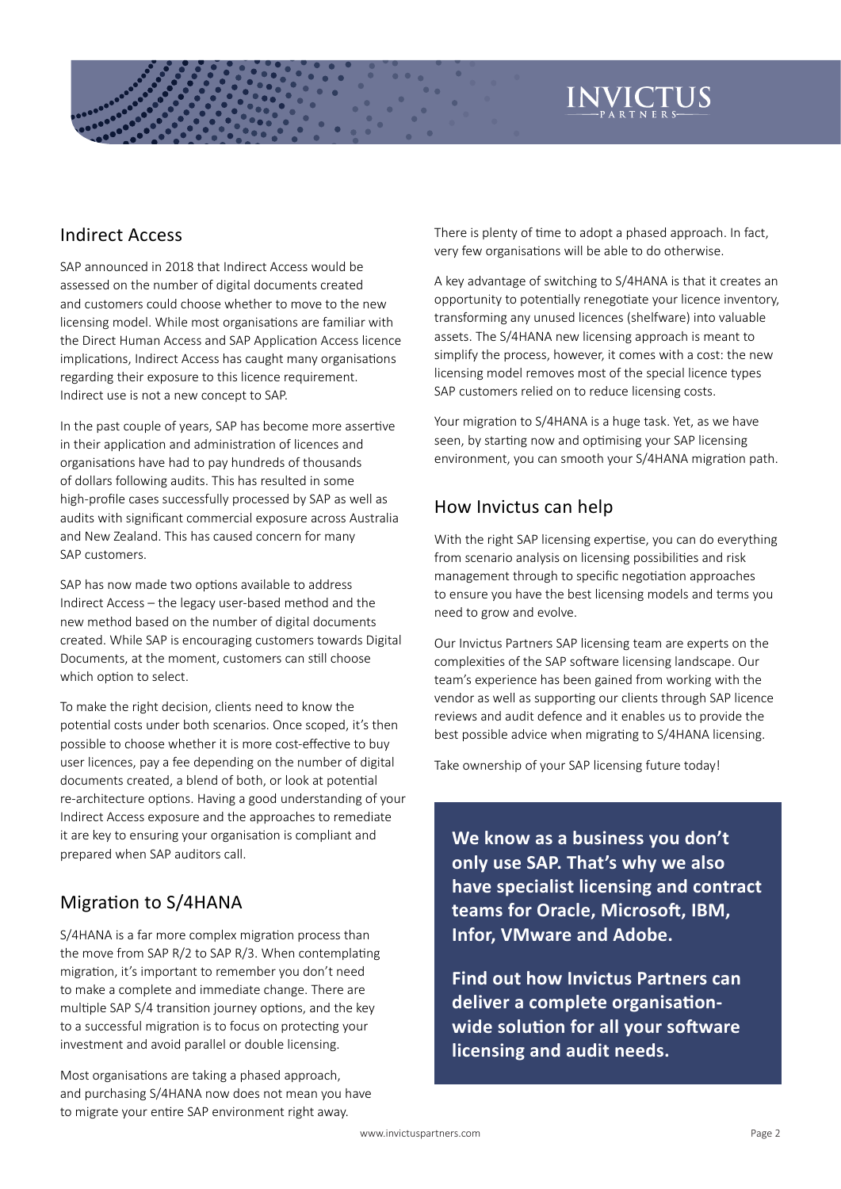## Indirect Access

SAP announced in 2018 that Indirect Access would be assessed on the number of digital documents created and customers could choose whether to move to the new licensing model. While most organisations are familiar with the Direct Human Access and SAP Application Access licence implications, Indirect Access has caught many organisations regarding their exposure to this licence requirement. Indirect use is not a new concept to SAP.

In the past couple of years, SAP has become more assertive in their application and administration of licences and organisations have had to pay hundreds of thousands of dollars following audits. This has resulted in some high-profile cases successfully processed by SAP as well as audits with significant commercial exposure across Australia and New Zealand. This has caused concern for many SAP customers.

SAP has now made two options available to address Indirect Access – the legacy user-based method and the new method based on the number of digital documents created. While SAP is encouraging customers towards Digital Documents, at the moment, customers can still choose which option to select.

To make the right decision, clients need to know the potential costs under both scenarios. Once scoped, it's then possible to choose whether it is more cost-effective to buy user licences, pay a fee depending on the number of digital documents created, a blend of both, or look at potential re-architecture options. Having a good understanding of your Indirect Access exposure and the approaches to remediate it are key to ensuring your organisation is compliant and prepared when SAP auditors call.

## Migration to S/4HANA

S/4HANA is a far more complex migration process than the move from SAP R/2 to SAP R/3. When contemplating migration, it's important to remember you don't need to make a complete and immediate change. There are multiple SAP S/4 transition journey options, and the key to a successful migration is to focus on protecting your investment and avoid parallel or double licensing.

Most organisations are taking a phased approach, and purchasing S/4HANA now does not mean you have to migrate your entire SAP environment right away.

There is plenty of time to adopt a phased approach. In fact, very few organisations will be able to do otherwise.

A key advantage of switching to S/4HANA is that it creates an opportunity to potentially renegotiate your licence inventory, transforming any unused licences (shelfware) into valuable assets. The S/4HANA new licensing approach is meant to simplify the process, however, it comes with a cost: the new licensing model removes most of the special licence types SAP customers relied on to reduce licensing costs.

Your migration to S/4HANA is a huge task. Yet, as we have seen, by starting now and optimising your SAP licensing environment, you can smooth your S/4HANA migration path.

## How Invictus can help

With the right SAP licensing expertise, you can do everything from scenario analysis on licensing possibilities and risk management through to specific negotiation approaches to ensure you have the best licensing models and terms you need to grow and evolve.

Our Invictus Partners SAP licensing team are experts on the complexities of the SAP software licensing landscape. Our team's experience has been gained from working with the vendor as well as supporting our clients through SAP licence reviews and audit defence and it enables us to provide the best possible advice when migrating to S/4HANA licensing.

Take ownership of your SAP licensing future today!

**We know as a business you don't only use SAP. That's why we also have specialist licensing and contract teams for Oracle, Microsoft, IBM, Infor, VMware and Adobe.**

**Find out how Invictus Partners can deliver a complete organisation-wide solution for all your software licensing and audit needs.**